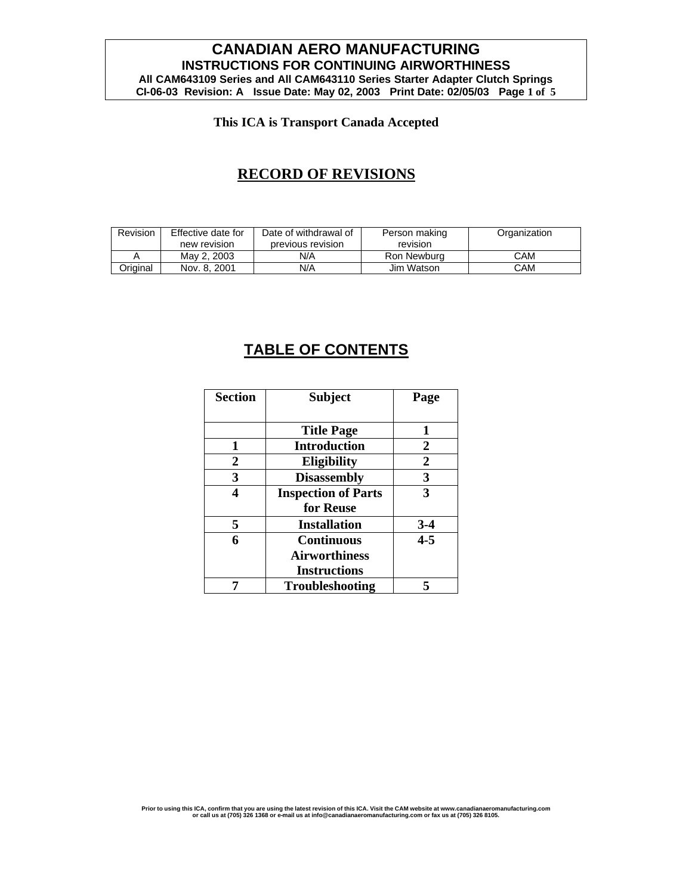# CANADIAN AERO MANUFACTURING

## INSTRUCTIONS FOR CONTINUING AIRWORTHINESS

**All CAM643109 Series and All CAM643110 Series Starter Adapter Clutch Springs**

**CI-06-03 Revision: A Issue Date: May 02, 2003 Print Date: 02/05/03**

**This ICA is Transport Canada Accepted**

## RECORD OF REVISIONS

| Revision | Effective date for new revision | Date of withdrawal of previous revision | Person making revision | Organization |
|---|---|---|---|---|
| A | May 2, 2003 | N/A | Ron Newburg | CAM |
| Original | Nov. 8, 2001 | N/A | Jim Watson | CAM |

## TABLE OF CONTENTS

| Section | Subject | Page |
|---|---|---|
| | Title Page | 1 |
| 1 | Introduction | 2 |
| 2 | Eligibility | 2 |
| 3 | Disassembly | 3 |
| 4 | Inspection of Parts for Reuse | 3 |
| 5 | Installation | 3-4 |
| 6 | Continuous Airworthiness Instructions | 4-5 |
| 7 | Troubleshooting | 5 |

Prior to using this ICA, confirm that you are using the latest revision of this ICA. Visit the CAM website at www.canadianaeromanufacturing.com or call us at (705) 326 1368 or e-mail us at info@canadianaeromanufacturing.com or fax us at (705) 326 8105.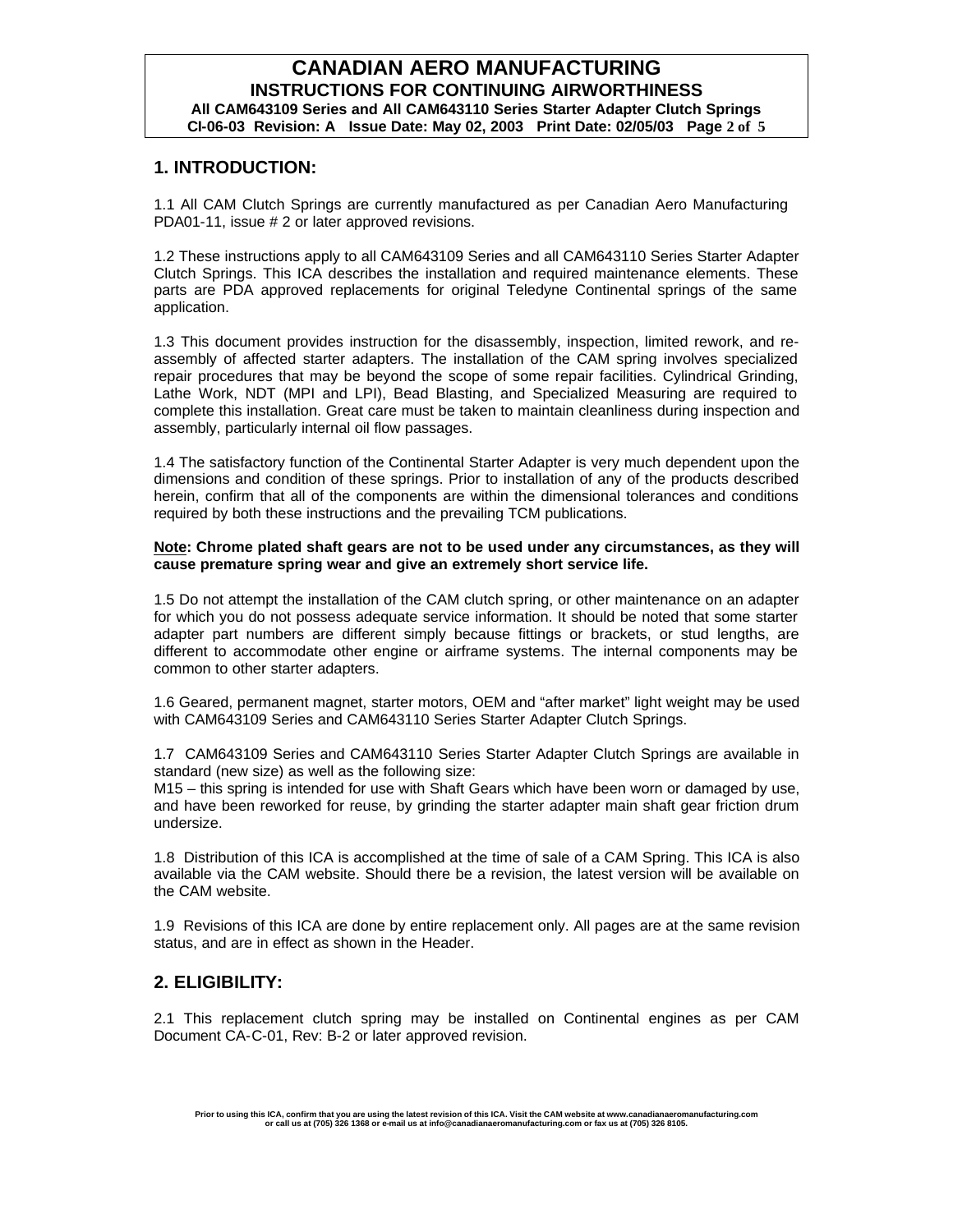## 1. INTRODUCTION:

1.1 All CAM Clutch Springs are currently manufactured as per Canadian Aero Manufacturing PDA01-11, issue # 2 or later approved revisions.

1.2 These instructions apply to all CAM643109 Series and all CAM643110 Series Starter Adapter Clutch Springs. This ICA describes the installation and required maintenance elements. These parts are PDA approved replacements for original Teledyne Continental springs of the same application.

1.3 This document provides instruction for the disassembly, inspection, limited rework, and re-assembly of affected starter adapters. The installation of the CAM spring involves specialized repair procedures that may be beyond the scope of some repair facilities. Cylindrical Grinding, Lathe Work, NDT (MPI and LPI), Bead Blasting, and Specialized Measuring are required to complete this installation. Great care must be taken to maintain cleanliness during inspection and assembly, particularly internal oil flow passages.

1.4 The satisfactory function of the Continental Starter Adapter is very much dependent upon the dimensions and condition of these springs. Prior to installation of any of the products described herein, confirm that all of the components are within the dimensional tolerances and conditions required by both these instructions and the prevailing TCM publications.

**<u>Note</u>: Chrome plated shaft gears are not to be used under any circumstances, as they will cause premature spring wear and give an extremely short service life.**

1.5 Do not attempt the installation of the CAM clutch spring, or other maintenance on an adapter for which you do not possess adequate service information. It should be noted that some starter adapter part numbers are different simply because fittings or brackets, or stud lengths, are different to accommodate other engine or airframe systems. The internal components may be common to other starter adapters.

1.6 Geared, permanent magnet, starter motors, OEM and “after market” light weight may be used with CAM643109 Series and CAM643110 Series Starter Adapter Clutch Springs.

1.7 CAM643109 Series and CAM643110 Series Starter Adapter Clutch Springs are available in standard (new size) as well as the following size:
M15 – this spring is intended for use with Shaft Gears which have been worn or damaged by use, and have been reworked for reuse, by grinding the starter adapter main shaft gear friction drum undersize.

1.8 Distribution of this ICA is accomplished at the time of sale of a CAM Spring. This ICA is also available via the CAM website. Should there be a revision, the latest version will be available on the CAM website.

1.9 Revisions of this ICA are done by entire replacement only. All pages are at the same revision status, and are in effect as shown in the Header.

## 2. ELIGIBILITY:

2.1 This replacement clutch spring may be installed on Continental engines as per CAM Document CA-C-01, Rev: B-2 or later approved revision.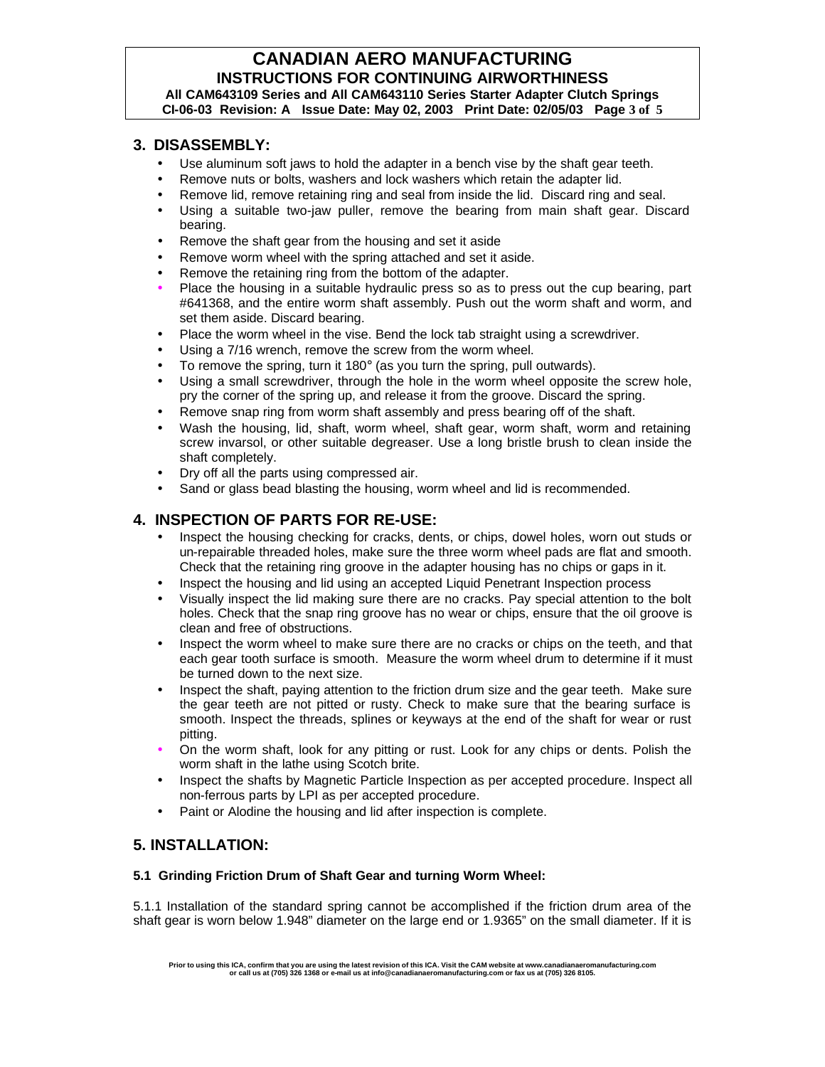## 3. DISASSEMBLY:

- Use aluminum soft jaws to hold the adapter in a bench vise by the shaft gear teeth.
- Remove nuts or bolts, washers and lock washers which retain the adapter lid.
- Remove lid, remove retaining ring and seal from inside the lid. Discard ring and seal.
- Using a suitable two-jaw puller, remove the bearing from main shaft gear. Discard bearing.
- Remove the shaft gear from the housing and set it aside
- Remove worm wheel with the spring attached and set it aside.
- Remove the retaining ring from the bottom of the adapter.
- Place the housing in a suitable hydraulic press so as to press out the cup bearing, part #641368, and the entire worm shaft assembly. Push out the worm shaft and worm, and set them aside. Discard bearing.
- Place the worm wheel in the vise. Bend the lock tab straight using a screwdriver.
- Using a 7/16 wrench, remove the screw from the worm wheel.
- To remove the spring, turn it 180° (as you turn the spring, pull outwards).
- Using a small screwdriver, through the hole in the worm wheel opposite the screw hole, pry the corner of the spring up, and release it from the groove. Discard the spring.
- Remove snap ring from worm shaft assembly and press bearing off of the shaft.
- Wash the housing, lid, shaft, worm wheel, shaft gear, worm shaft, worm and retaining screw invarsol, or other suitable degreaser. Use a long bristle brush to clean inside the shaft completely.
- Dry off all the parts using compressed air.
- Sand or glass bead blasting the housing, worm wheel and lid is recommended.

## 4. INSPECTION OF PARTS FOR RE-USE:

- Inspect the housing checking for cracks, dents, or chips, dowel holes, worn out studs or un-repairable threaded holes, make sure the three worm wheel pads are flat and smooth. Check that the retaining ring groove in the adapter housing has no chips or gaps in it.
- Inspect the housing and lid using an accepted Liquid Penetrant Inspection process
- Visually inspect the lid making sure there are no cracks. Pay special attention to the bolt holes. Check that the snap ring groove has no wear or chips, ensure that the oil groove is clean and free of obstructions.
- Inspect the worm wheel to make sure there are no cracks or chips on the teeth, and that each gear tooth surface is smooth. Measure the worm wheel drum to determine if it must be turned down to the next size.
- Inspect the shaft, paying attention to the friction drum size and the gear teeth. Make sure the gear teeth are not pitted or rusty. Check to make sure that the bearing surface is smooth. Inspect the threads, splines or keyways at the end of the shaft for wear or rust pitting.
- On the worm shaft, look for any pitting or rust. Look for any chips or dents. Polish the worm shaft in the lathe using Scotch brite.
- Inspect the shafts by Magnetic Particle Inspection as per accepted procedure. Inspect all non-ferrous parts by LPI as per accepted procedure.
- Paint or Alodine the housing and lid after inspection is complete.

## 5. INSTALLATION:

#### 5.1 Grinding Friction Drum of Shaft Gear and turning Worm Wheel:

5.1.1 Installation of the standard spring cannot be accomplished if the friction drum area of the shaft gear is worn below 1.948" diameter on the large end or 1.9365" on the small diameter. If it is

Prior to using this ICA, confirm that you are using the latest revision of this ICA. Visit the CAM website at www.canadianaeromanufacturing.com or call us at (705) 326 1368 or e-mail us at info@canadianaeromanufacturing.com or fax us at (705) 326 8105.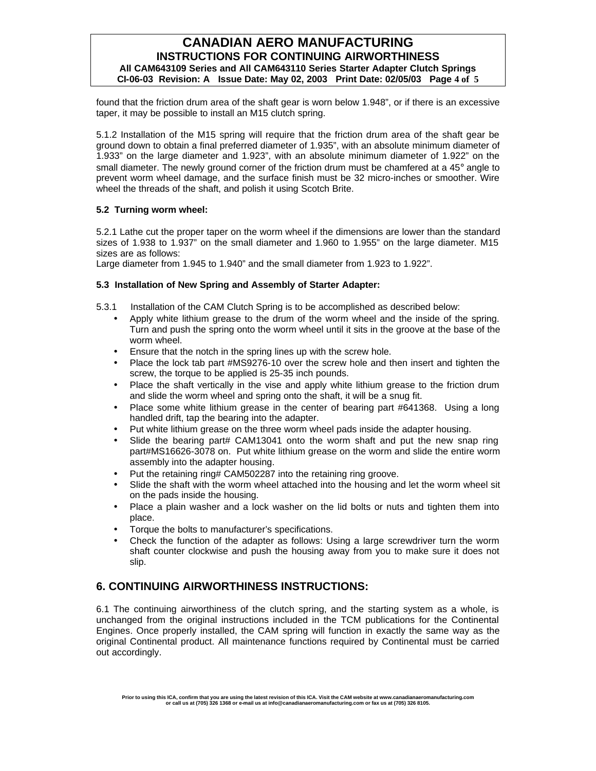found that the friction drum area of the shaft gear is worn below 1.948", or if there is an excessive taper, it may be possible to install an M15 clutch spring.

5.1.2 Installation of the M15 spring will require that the friction drum area of the shaft gear be ground down to obtain a final preferred diameter of 1.935", with an absolute minimum diameter of 1.933" on the large diameter and 1.923", with an absolute minimum diameter of 1.922" on the small diameter. The newly ground corner of the friction drum must be chamfered at a 45° angle to prevent worm wheel damage, and the surface finish must be 32 micro-inches or smoother. Wire wheel the threads of the shaft, and polish it using Scotch Brite.

### 5.2 Turning worm wheel:

5.2.1 Lathe cut the proper taper on the worm wheel if the dimensions are lower than the standard sizes of 1.938 to 1.937" on the small diameter and 1.960 to 1.955" on the large diameter. M15 sizes are as follows:
Large diameter from 1.945 to 1.940" and the small diameter from 1.923 to 1.922".

### 5.3 Installation of New Spring and Assembly of Starter Adapter:

5.3.1 Installation of the CAM Clutch Spring is to be accomplished as described below:

- Apply white lithium grease to the drum of the worm wheel and the inside of the spring. Turn and push the spring onto the worm wheel until it sits in the groove at the base of the worm wheel.
- Ensure that the notch in the spring lines up with the screw hole.
- Place the lock tab part #MS9276-10 over the screw hole and then insert and tighten the screw, the torque to be applied is 25-35 inch pounds.
- Place the shaft vertically in the vise and apply white lithium grease to the friction drum and slide the worm wheel and spring onto the shaft, it will be a snug fit.
- Place some white lithium grease in the center of bearing part #641368. Using a long handled drift, tap the bearing into the adapter.
- Put white lithium grease on the three worm wheel pads inside the adapter housing.
- Slide the bearing part# CAM13041 onto the worm shaft and put the new snap ring part#MS16626-3078 on. Put white lithium grease on the worm and slide the entire worm assembly into the adapter housing.
- Put the retaining ring# CAM502287 into the retaining ring groove.
- Slide the shaft with the worm wheel attached into the housing and let the worm wheel sit on the pads inside the housing.
- Place a plain washer and a lock washer on the lid bolts or nuts and tighten them into place.
- Torque the bolts to manufacturer's specifications.
- Check the function of the adapter as follows: Using a large screwdriver turn the worm shaft counter clockwise and push the housing away from you to make sure it does not slip.

## 6. CONTINUING AIRWORTHINESS INSTRUCTIONS:

6.1 The continuing airworthiness of the clutch spring, and the starting system as a whole, is unchanged from the original instructions included in the TCM publications for the Continental Engines. Once properly installed, the CAM spring will function in exactly the same way as the original Continental product. All maintenance functions required by Continental must be carried out accordingly.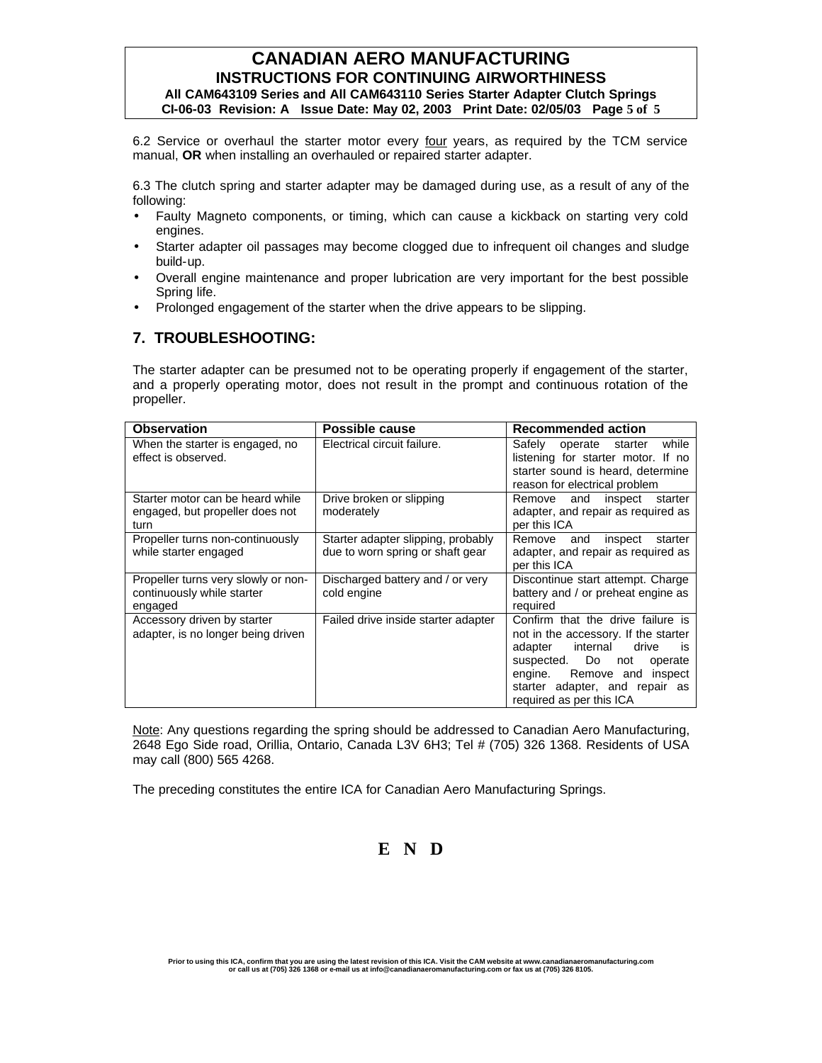6.2 Service or overhaul the starter motor every four years, as required by the TCM service manual, **OR** when installing an overhauled or repaired starter adapter.

6.3 The clutch spring and starter adapter may be damaged during use, as a result of any of the following:

- Faulty Magneto components, or timing, which can cause a kickback on starting very cold engines.
- Starter adapter oil passages may become clogged due to infrequent oil changes and sludge build-up.
- Overall engine maintenance and proper lubrication are very important for the best possible Spring life.
- Prolonged engagement of the starter when the drive appears to be slipping.

## 7. TROUBLESHOOTING:

The starter adapter can be presumed not to be operating properly if engagement of the starter, and a properly operating motor, does not result in the prompt and continuous rotation of the propeller.

| Observation | Possible cause | Recommended action |
|---|---|---|
| When the starter is engaged, no effect is observed. | Electrical circuit failure. | Safely operate starter while listening for starter motor. If no starter sound is heard, determine reason for electrical problem |
| Starter motor can be heard while engaged, but propeller does not turn | Drive broken or slipping moderately | Remove and inspect starter adapter, and repair as required as per this ICA |
| Propeller turns non-continuously while starter engaged | Starter adapter slipping, probably due to worn spring or shaft gear | Remove and inspect starter adapter, and repair as required as per this ICA |
| Propeller turns very slowly or non-continuously while starter engaged | Discharged battery and / or very cold engine | Discontinue start attempt. Charge battery and / or preheat engine as required |
| Accessory driven by starter adapter, is no longer being driven | Failed drive inside starter adapter | Confirm that the drive failure is not in the accessory. If the starter adapter internal drive is suspected. Do not operate engine. Remove and inspect starter adapter, and repair as required as per this ICA |

Note: Any questions regarding the spring should be addressed to Canadian Aero Manufacturing, 2648 Ego Side road, Orillia, Ontario, Canada L3V 6H3; Tel # (705) 326 1368. Residents of USA may call (800) 565 4268.

The preceding constitutes the entire ICA for Canadian Aero Manufacturing Springs.

**E N D**